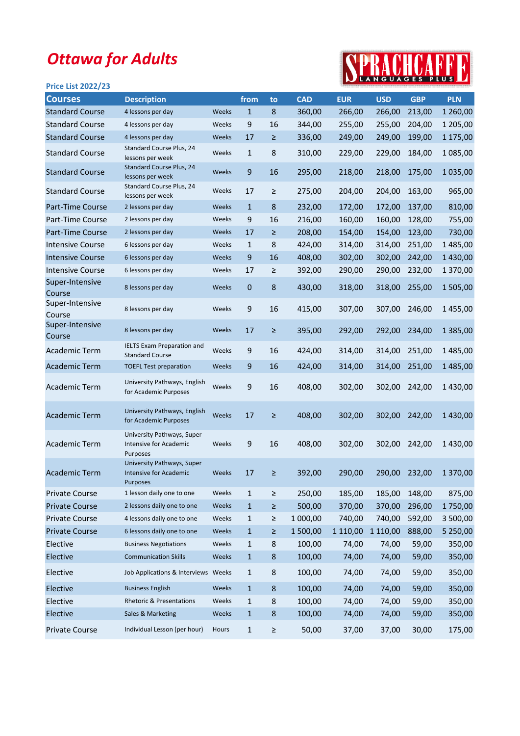# Ottawa for Adults

SPRACHCAFFE LANGUAGES PLUS

**Price List 2022/23**

| Courses | Description | | from | to | CAD | EUR | USD | GBP | PLN |
|---|---|---|---|---|---|---|---|---|---|
| Standard Course | 4 lessons per day | Weeks | 1 | 8 | 360,00 | 266,00 | 266,00 | 213,00 | 1 260,00 |
| Standard Course | 4 lessons per day | Weeks | 9 | 16 | 344,00 | 255,00 | 255,00 | 204,00 | 1 205,00 |
| Standard Course | 4 lessons per day | Weeks | 17 | ≥ | 336,00 | 249,00 | 249,00 | 199,00 | 1 175,00 |
| Standard Course | Standard Course Plus, 24 lessons per week | Weeks | 1 | 8 | 310,00 | 229,00 | 229,00 | 184,00 | 1 085,00 |
| Standard Course | Standard Course Plus, 24 lessons per week | Weeks | 9 | 16 | 295,00 | 218,00 | 218,00 | 175,00 | 1 035,00 |
| Standard Course | Standard Course Plus, 24 lessons per week | Weeks | 17 | ≥ | 275,00 | 204,00 | 204,00 | 163,00 | 965,00 |
| Part-Time Course | 2 lessons per day | Weeks | 1 | 8 | 232,00 | 172,00 | 172,00 | 137,00 | 810,00 |
| Part-Time Course | 2 lessons per day | Weeks | 9 | 16 | 216,00 | 160,00 | 160,00 | 128,00 | 755,00 |
| Part-Time Course | 2 lessons per day | Weeks | 17 | ≥ | 208,00 | 154,00 | 154,00 | 123,00 | 730,00 |
| Intensive Course | 6 lessons per day | Weeks | 1 | 8 | 424,00 | 314,00 | 314,00 | 251,00 | 1 485,00 |
| Intensive Course | 6 lessons per day | Weeks | 9 | 16 | 408,00 | 302,00 | 302,00 | 242,00 | 1 430,00 |
| Intensive Course | 6 lessons per day | Weeks | 17 | ≥ | 392,00 | 290,00 | 290,00 | 232,00 | 1 370,00 |
| Super-Intensive Course | 8 lessons per day | Weeks | 0 | 8 | 430,00 | 318,00 | 318,00 | 255,00 | 1 505,00 |
| Super-Intensive Course | 8 lessons per day | Weeks | 9 | 16 | 415,00 | 307,00 | 307,00 | 246,00 | 1 455,00 |
| Super-Intensive Course | 8 lessons per day | Weeks | 17 | ≥ | 395,00 | 292,00 | 292,00 | 234,00 | 1 385,00 |
| Academic Term | IELTS Exam Preparation and Standard Course | Weeks | 9 | 16 | 424,00 | 314,00 | 314,00 | 251,00 | 1 485,00 |
| Academic Term | TOEFL Test preparation | Weeks | 9 | 16 | 424,00 | 314,00 | 314,00 | 251,00 | 1 485,00 |
| Academic Term | University Pathways, English for Academic Purposes | Weeks | 9 | 16 | 408,00 | 302,00 | 302,00 | 242,00 | 1 430,00 |
| Academic Term | University Pathways, English for Academic Purposes | Weeks | 17 | ≥ | 408,00 | 302,00 | 302,00 | 242,00 | 1 430,00 |
| Academic Term | University Pathways, Super Intensive for Academic Purposes | Weeks | 9 | 16 | 408,00 | 302,00 | 302,00 | 242,00 | 1 430,00 |
| Academic Term | University Pathways, Super Intensive for Academic Purposes | Weeks | 17 | ≥ | 392,00 | 290,00 | 290,00 | 232,00 | 1 370,00 |
| Private Course | 1 lesson daily one to one | Weeks | 1 | ≥ | 250,00 | 185,00 | 185,00 | 148,00 | 875,00 |
| Private Course | 2 lessons daily one to one | Weeks | 1 | ≥ | 500,00 | 370,00 | 370,00 | 296,00 | 1 750,00 |
| Private Course | 4 lessons daily one to one | Weeks | 1 | ≥ | 1 000,00 | 740,00 | 740,00 | 592,00 | 3 500,00 |
| Private Course | 6 lessons daily one to one | Weeks | 1 | ≥ | 1 500,00 | 1 110,00 | 1 110,00 | 888,00 | 5 250,00 |
| Elective | Business Negotiations | Weeks | 1 | 8 | 100,00 | 74,00 | 74,00 | 59,00 | 350,00 |
| Elective | Communication Skills | Weeks | 1 | 8 | 100,00 | 74,00 | 74,00 | 59,00 | 350,00 |
| Elective | Job Applications & Interviews | Weeks | 1 | 8 | 100,00 | 74,00 | 74,00 | 59,00 | 350,00 |
| Elective | Business English | Weeks | 1 | 8 | 100,00 | 74,00 | 74,00 | 59,00 | 350,00 |
| Elective | Rhetoric & Presentations | Weeks | 1 | 8 | 100,00 | 74,00 | 74,00 | 59,00 | 350,00 |
| Elective | Sales & Marketing | Weeks | 1 | 8 | 100,00 | 74,00 | 74,00 | 59,00 | 350,00 |
| Private Course | Individual Lesson (per hour) | Hours | 1 | ≥ | 50,00 | 37,00 | 37,00 | 30,00 | 175,00 |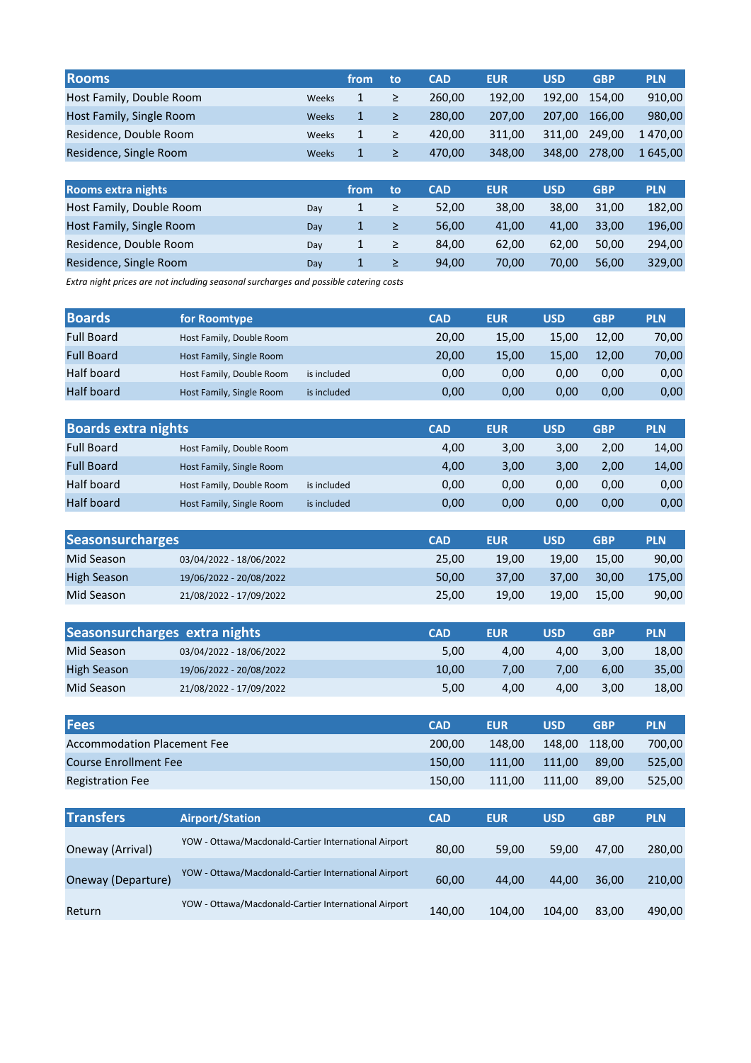| Rooms | | from | to | CAD | EUR | USD | GBP | PLN |
|---|---|---|---|---|---|---|---|---|
| Host Family, Double Room | Weeks | 1 | ≥ | 260,00 | 192,00 | 192,00 | 154,00 | 910,00 |
| Host Family, Single Room | Weeks | 1 | ≥ | 280,00 | 207,00 | 207,00 | 166,00 | 980,00 |
| Residence, Double Room | Weeks | 1 | ≥ | 420,00 | 311,00 | 311,00 | 249,00 | 1 470,00 |
| Residence, Single Room | Weeks | 1 | ≥ | 470,00 | 348,00 | 348,00 | 278,00 | 1 645,00 |

| Rooms extra nights | | from | to | CAD | EUR | USD | GBP | PLN |
|---|---|---|---|---|---|---|---|---|
| Host Family, Double Room | Day | 1 | ≥ | 52,00 | 38,00 | 38,00 | 31,00 | 182,00 |
| Host Family, Single Room | Day | 1 | ≥ | 56,00 | 41,00 | 41,00 | 33,00 | 196,00 |
| Residence, Double Room | Day | 1 | ≥ | 84,00 | 62,00 | 62,00 | 50,00 | 294,00 |
| Residence, Single Room | Day | 1 | ≥ | 94,00 | 70,00 | 70,00 | 56,00 | 329,00 |

*Extra night prices are not including seasonal surcharges and possible catering costs*

| Boards | for Roomtype | | CAD | EUR | USD | GBP | PLN |
|---|---|---|---|---|---|---|---|
| Full Board | Host Family, Double Room | | 20,00 | 15,00 | 15,00 | 12,00 | 70,00 |
| Full Board | Host Family, Single Room | | 20,00 | 15,00 | 15,00 | 12,00 | 70,00 |
| Half board | Host Family, Double Room | is included | 0,00 | 0,00 | 0,00 | 0,00 | 0,00 |
| Half board | Host Family, Single Room | is included | 0,00 | 0,00 | 0,00 | 0,00 | 0,00 |

| Boards extra nights | | | CAD | EUR | USD | GBP | PLN |
|---|---|---|---|---|---|---|---|
| Full Board | Host Family, Double Room | | 4,00 | 3,00 | 3,00 | 2,00 | 14,00 |
| Full Board | Host Family, Single Room | | 4,00 | 3,00 | 3,00 | 2,00 | 14,00 |
| Half board | Host Family, Double Room | is included | 0,00 | 0,00 | 0,00 | 0,00 | 0,00 |
| Half board | Host Family, Single Room | is included | 0,00 | 0,00 | 0,00 | 0,00 | 0,00 |

| Seasonsurcharges | | CAD | EUR | USD | GBP | PLN |
|---|---|---|---|---|---|---|
| Mid Season | 03/04/2022 - 18/06/2022 | 25,00 | 19,00 | 19,00 | 15,00 | 90,00 |
| High Season | 19/06/2022 - 20/08/2022 | 50,00 | 37,00 | 37,00 | 30,00 | 175,00 |
| Mid Season | 21/08/2022 - 17/09/2022 | 25,00 | 19,00 | 19,00 | 15,00 | 90,00 |

| Seasonsurcharges extra nights | | CAD | EUR | USD | GBP | PLN |
|---|---|---|---|---|---|---|
| Mid Season | 03/04/2022 - 18/06/2022 | 5,00 | 4,00 | 4,00 | 3,00 | 18,00 |
| High Season | 19/06/2022 - 20/08/2022 | 10,00 | 7,00 | 7,00 | 6,00 | 35,00 |
| Mid Season | 21/08/2022 - 17/09/2022 | 5,00 | 4,00 | 4,00 | 3,00 | 18,00 |

| Fees | CAD | EUR | USD | GBP | PLN |
|---|---|---|---|---|---|
| Accommodation Placement Fee | 200,00 | 148,00 | 148,00 | 118,00 | 700,00 |
| Course Enrollment Fee | 150,00 | 111,00 | 111,00 | 89,00 | 525,00 |
| Registration Fee | 150,00 | 111,00 | 111,00 | 89,00 | 525,00 |

| Transfers | Airport/Station | CAD | EUR | USD | GBP | PLN |
|---|---|---|---|---|---|---|
| Oneway (Arrival) | YOW - Ottawa/Macdonald-Cartier International Airport | 80,00 | 59,00 | 59,00 | 47,00 | 280,00 |
| Oneway (Departure) | YOW - Ottawa/Macdonald-Cartier International Airport | 60,00 | 44,00 | 44,00 | 36,00 | 210,00 |
| Return | YOW - Ottawa/Macdonald-Cartier International Airport | 140,00 | 104,00 | 104,00 | 83,00 | 490,00 |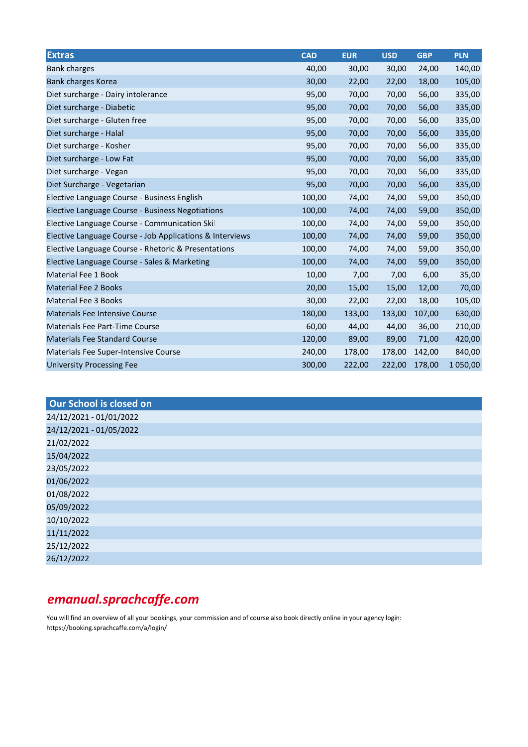| Extras | CAD | EUR | USD | GBP | PLN |
|---|---|---|---|---|---|
| Bank charges | 40,00 | 30,00 | 30,00 | 24,00 | 140,00 |
| Bank charges Korea | 30,00 | 22,00 | 22,00 | 18,00 | 105,00 |
| Diet surcharge - Dairy intolerance | 95,00 | 70,00 | 70,00 | 56,00 | 335,00 |
| Diet surcharge - Diabetic | 95,00 | 70,00 | 70,00 | 56,00 | 335,00 |
| Diet surcharge - Gluten free | 95,00 | 70,00 | 70,00 | 56,00 | 335,00 |
| Diet surcharge - Halal | 95,00 | 70,00 | 70,00 | 56,00 | 335,00 |
| Diet surcharge - Kosher | 95,00 | 70,00 | 70,00 | 56,00 | 335,00 |
| Diet surcharge - Low Fat | 95,00 | 70,00 | 70,00 | 56,00 | 335,00 |
| Diet surcharge - Vegan | 95,00 | 70,00 | 70,00 | 56,00 | 335,00 |
| Diet Surcharge - Vegetarian | 95,00 | 70,00 | 70,00 | 56,00 | 335,00 |
| Elective Language Course - Business English | 100,00 | 74,00 | 74,00 | 59,00 | 350,00 |
| Elective Language Course - Business Negotiations | 100,00 | 74,00 | 74,00 | 59,00 | 350,00 |
| Elective Language Course - Communication Skil | 100,00 | 74,00 | 74,00 | 59,00 | 350,00 |
| Elective Language Course - Job Applications & Interviews | 100,00 | 74,00 | 74,00 | 59,00 | 350,00 |
| Elective Language Course - Rhetoric & Presentations | 100,00 | 74,00 | 74,00 | 59,00 | 350,00 |
| Elective Language Course - Sales & Marketing | 100,00 | 74,00 | 74,00 | 59,00 | 350,00 |
| Material Fee 1 Book | 10,00 | 7,00 | 7,00 | 6,00 | 35,00 |
| Material Fee 2 Books | 20,00 | 15,00 | 15,00 | 12,00 | 70,00 |
| Material Fee 3 Books | 30,00 | 22,00 | 22,00 | 18,00 | 105,00 |
| Materials Fee Intensive Course | 180,00 | 133,00 | 133,00 | 107,00 | 630,00 |
| Materials Fee Part-Time Course | 60,00 | 44,00 | 44,00 | 36,00 | 210,00 |
| Materials Fee Standard Course | 120,00 | 89,00 | 89,00 | 71,00 | 420,00 |
| Materials Fee Super-Intensive Course | 240,00 | 178,00 | 178,00 | 142,00 | 840,00 |
| University Processing Fee | 300,00 | 222,00 | 222,00 | 178,00 | 1 050,00 |

| Our School is closed on |
|---|
| 24/12/2021 - 01/01/2022 |
| 24/12/2021 - 01/05/2022 |
| 21/02/2022 |
| 15/04/2022 |
| 23/05/2022 |
| 01/06/2022 |
| 01/08/2022 |
| 05/09/2022 |
| 10/10/2022 |
| 11/11/2022 |
| 25/12/2022 |
| 26/12/2022 |

## *emanual.sprachcaffe.com*

You will find an overview of all your bookings, your commission and of course also book directly online in your agency login: https://booking.sprachcaffe.com/a/login/